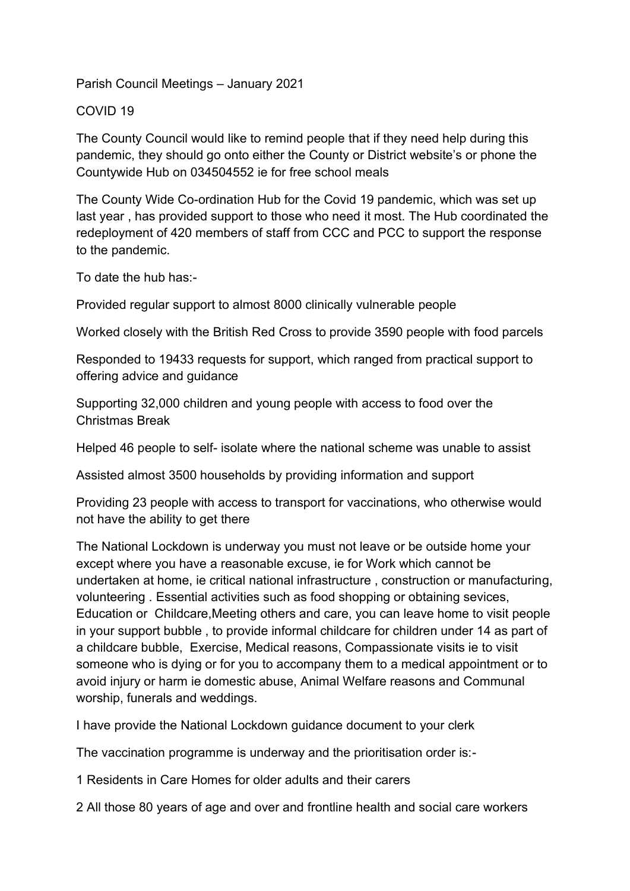Parish Council Meetings – January 2021

COVID 19

The County Council would like to remind people that if they need help during this pandemic, they should go onto either the County or District website's or phone the Countywide Hub on 034504552 ie for free school meals

The County Wide Co-ordination Hub for the Covid 19 pandemic, which was set up last year , has provided support to those who need it most. The Hub coordinated the redeployment of 420 members of staff from CCC and PCC to support the response to the pandemic.

To date the hub has:-

Provided regular support to almost 8000 clinically vulnerable people

Worked closely with the British Red Cross to provide 3590 people with food parcels

Responded to 19433 requests for support, which ranged from practical support to offering advice and guidance

Supporting 32,000 children and young people with access to food over the Christmas Break

Helped 46 people to self- isolate where the national scheme was unable to assist

Assisted almost 3500 households by providing information and support

Providing 23 people with access to transport for vaccinations, who otherwise would not have the ability to get there

The National Lockdown is underway you must not leave or be outside home your except where you have a reasonable excuse, ie for Work which cannot be undertaken at home, ie critical national infrastructure , construction or manufacturing, volunteering . Essential activities such as food shopping or obtaining sevices, Education or Childcare,Meeting others and care, you can leave home to visit people in your support bubble , to provide informal childcare for children under 14 as part of a childcare bubble, Exercise, Medical reasons, Compassionate visits ie to visit someone who is dying or for you to accompany them to a medical appointment or to avoid injury or harm ie domestic abuse, Animal Welfare reasons and Communal worship, funerals and weddings.

I have provide the National Lockdown guidance document to your clerk

The vaccination programme is underway and the prioritisation order is:-

1 Residents in Care Homes for older adults and their carers

2 All those 80 years of age and over and frontline health and social care workers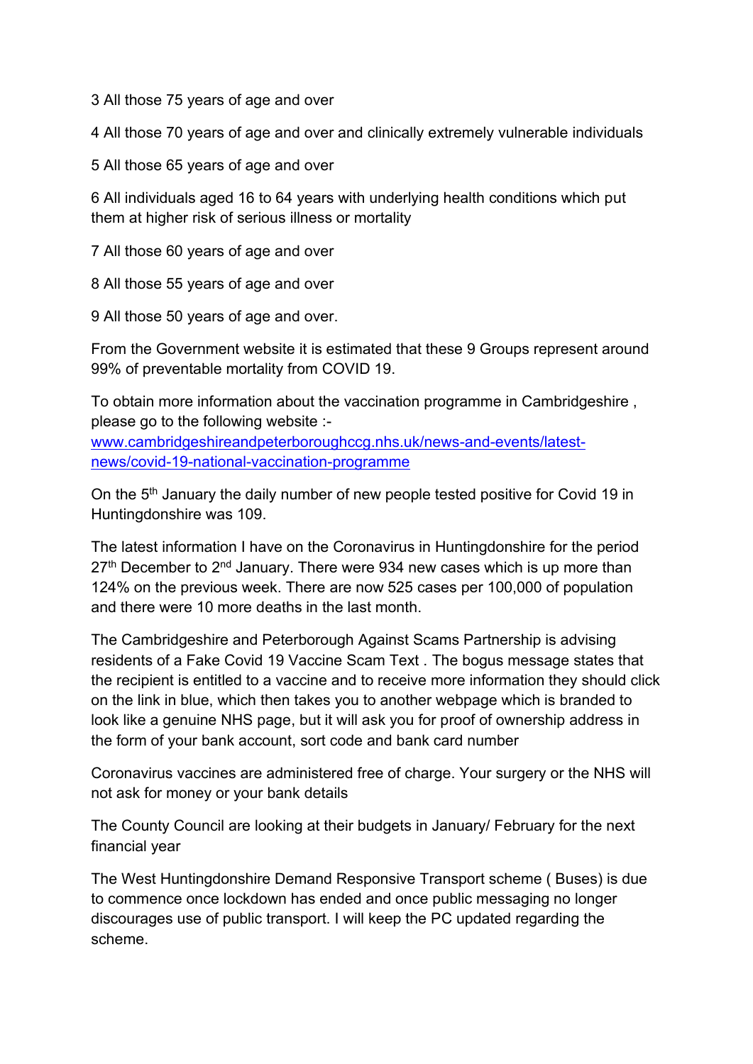3 All those 75 years of age and over

4 All those 70 years of age and over and clinically extremely vulnerable individuals

5 All those 65 years of age and over

6 All individuals aged 16 to 64 years with underlying health conditions which put them at higher risk of serious illness or mortality

7 All those 60 years of age and over

8 All those 55 years of age and over

9 All those 50 years of age and over.

From the Government website it is estimated that these 9 Groups represent around 99% of preventable mortality from COVID 19.

To obtain more information about the vaccination programme in Cambridgeshire , please go to the following website :-
[www.cambridgeshireandpeterboroughccg.nhs.uk/news-and-events/latest-news/covid-19-national-vaccination-programme](www.cambridgeshireandpeterboroughccg.nhs.uk/news-and-events/latest-news/covid-19-national-vaccination-programme)

On the 5th January the daily number of new people tested positive for Covid 19 in Huntingdonshire was 109.

The latest information I have on the Coronavirus in Huntingdonshire for the period 27th December to 2nd January. There were 934 new cases which is up more than 124% on the previous week. There are now 525 cases per 100,000 of population and there were 10 more deaths in the last month.

The Cambridgeshire and Peterborough Against Scams Partnership is advising residents of a Fake Covid 19 Vaccine Scam Text . The bogus message states that the recipient is entitled to a vaccine and to receive more information they should click on the link in blue, which then takes you to another webpage which is branded to look like a genuine NHS page, but it will ask you for proof of ownership address in the form of your bank account, sort code and bank card number

Coronavirus vaccines are administered free of charge. Your surgery or the NHS will not ask for money or your bank details

The County Council are looking at their budgets in January/ February for the next financial year

The West Huntingdonshire Demand Responsive Transport scheme ( Buses) is due to commence once lockdown has ended and once public messaging no longer discourages use of public transport. I will keep the PC updated regarding the scheme.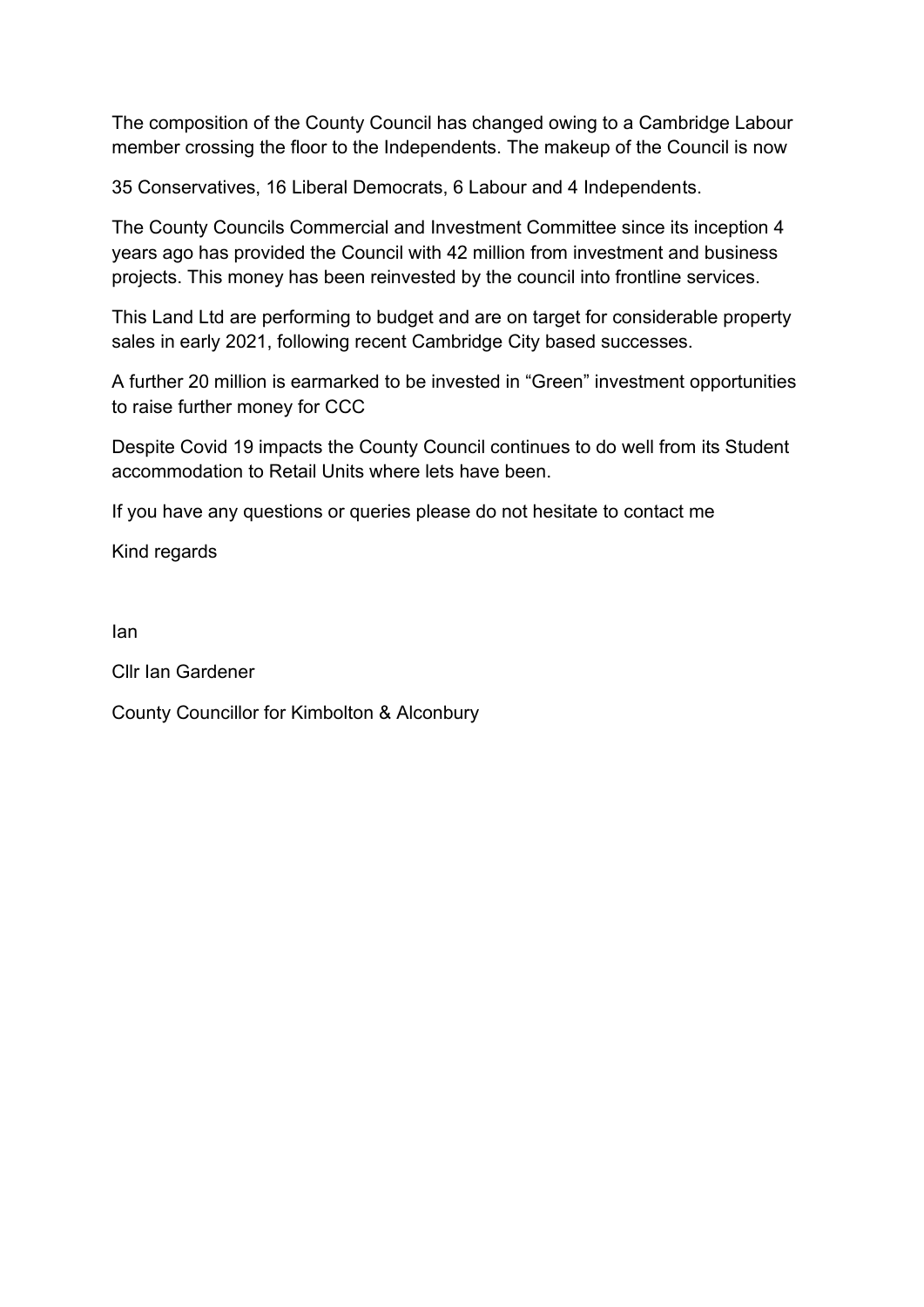The composition of the County Council has changed owing to a Cambridge Labour member crossing the floor to the Independents. The makeup of the Council is now

35 Conservatives, 16 Liberal Democrats, 6 Labour and 4 Independents.

The County Councils Commercial and Investment Committee since its inception 4 years ago has provided the Council with 42 million from investment and business projects. This money has been reinvested by the council into frontline services.

This Land Ltd are performing to budget and are on target for considerable property sales in early 2021, following recent Cambridge City based successes.

A further 20 million is earmarked to be invested in "Green" investment opportunities to raise further money for CCC

Despite Covid 19 impacts the County Council continues to do well from its Student accommodation to Retail Units where lets have been.

If you have any questions or queries please do not hesitate to contact me

Kind regards

Ian

Cllr Ian Gardener

County Councillor for Kimbolton & Alconbury